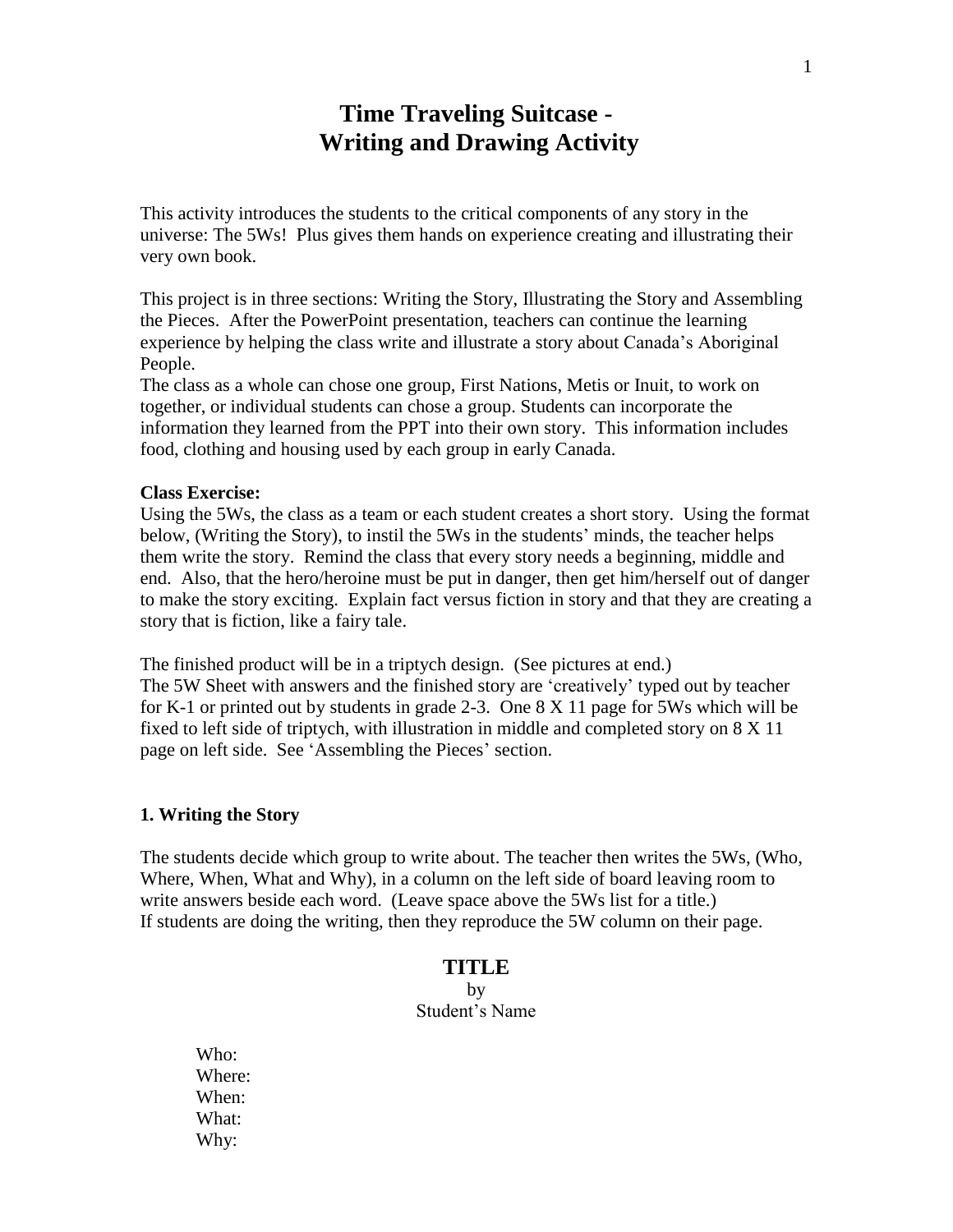# Time Traveling Suitcase - Writing and Drawing Activity

This activity introduces the students to the critical components of any story in the universe: The 5Ws! Plus gives them hands on experience creating and illustrating their very own book.

This project is in three sections: Writing the Story, Illustrating the Story and Assembling the Pieces. After the PowerPoint presentation, teachers can continue the learning experience by helping the class write and illustrate a story about Canada's Aboriginal People.

The class as a whole can chose one group, First Nations, Metis or Inuit, to work on together, or individual students can chose a group. Students can incorporate the information they learned from the PPT into their own story. This information includes food, clothing and housing used by each group in early Canada.

**Class Exercise:**
Using the 5Ws, the class as a team or each student creates a short story. Using the format below, (Writing the Story), to instil the 5Ws in the students' minds, the teacher helps them write the story. Remind the class that every story needs a beginning, middle and end. Also, that the hero/heroine must be put in danger, then get him/herself out of danger to make the story exciting. Explain fact versus fiction in story and that they are creating a story that is fiction, like a fairy tale.

The finished product will be in a triptych design. (See pictures at end.)
The 5W Sheet with answers and the finished story are 'creatively' typed out by teacher for K-1 or printed out by students in grade 2-3. One 8 X 11 page for 5Ws which will be fixed to left side of triptych, with illustration in middle and completed story on 8 X 11 page on left side. See 'Assembling the Pieces' section.

### 1. Writing the Story

The students decide which group to write about. The teacher then writes the 5Ws, (Who, Where, When, What and Why), in a column on the left side of board leaving room to write answers beside each word. (Leave space above the 5Ws list for a title.)
If students are doing the writing, then they reproduce the 5W column on their page.

**TITLE**
by
Student's Name

Who:
Where:
When:
What:
Why: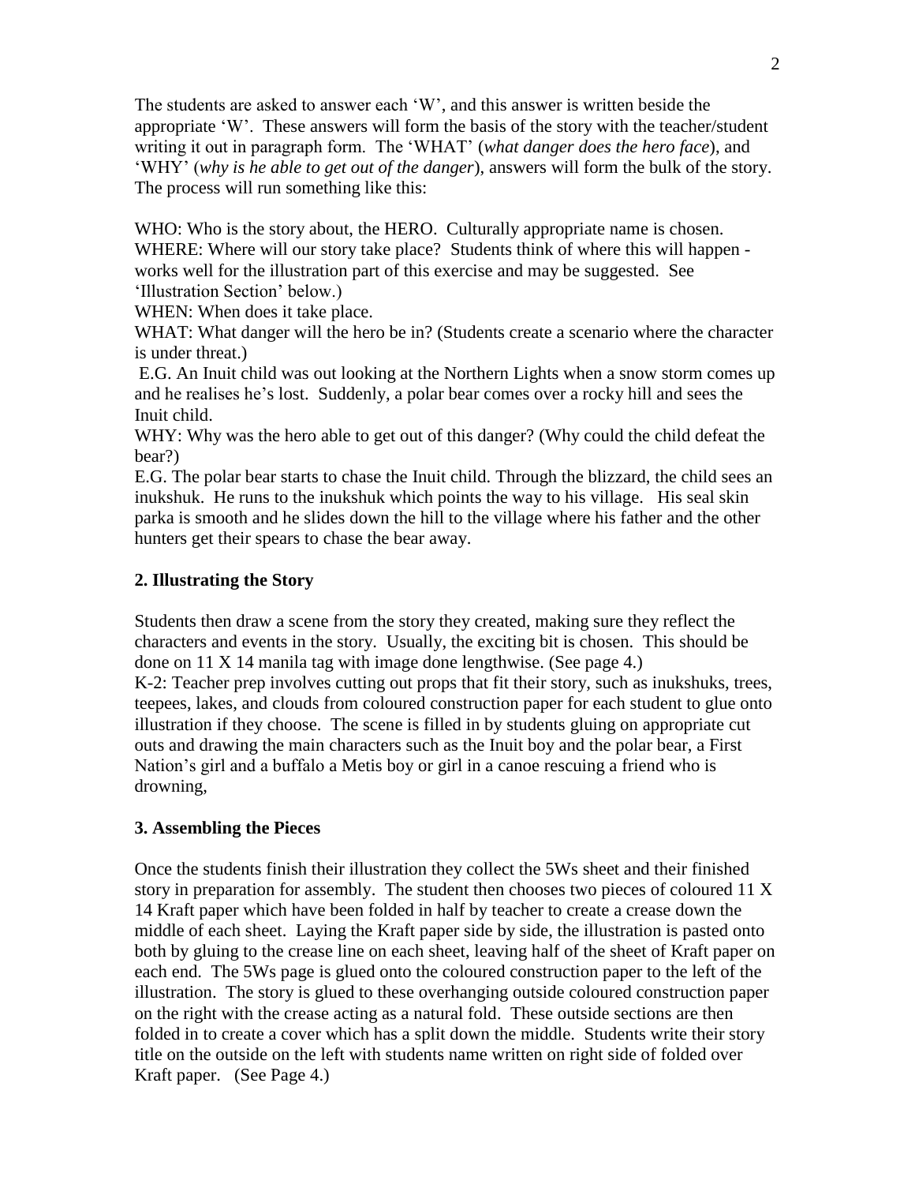The students are asked to answer each 'W', and this answer is written beside the appropriate 'W'. These answers will form the basis of the story with the teacher/student writing it out in paragraph form. The 'WHAT' (*what danger does the hero face*), and 'WHY' (*why is he able to get out of the danger*), answers will form the bulk of the story. The process will run something like this:

WHO: Who is the story about, the HERO. Culturally appropriate name is chosen.
WHERE: Where will our story take place? Students think of where this will happen - works well for the illustration part of this exercise and may be suggested. See 'Illustration Section' below.)
WHEN: When does it take place.
WHAT: What danger will the hero be in? (Students create a scenario where the character is under threat.)
E.G. An Inuit child was out looking at the Northern Lights when a snow storm comes up and he realises he's lost. Suddenly, a polar bear comes over a rocky hill and sees the Inuit child.
WHY: Why was the hero able to get out of this danger? (Why could the child defeat the bear?)
E.G. The polar bear starts to chase the Inuit child. Through the blizzard, the child sees an inukshuk. He runs to the inukshuk which points the way to his village. His seal skin parka is smooth and he slides down the hill to the village where his father and the other hunters get their spears to chase the bear away.

**2. Illustrating the Story**

Students then draw a scene from the story they created, making sure they reflect the characters and events in the story. Usually, the exciting bit is chosen. This should be done on 11 X 14 manila tag with image done lengthwise. (See page 4.)
K-2: Teacher prep involves cutting out props that fit their story, such as inukshuks, trees, teepees, lakes, and clouds from coloured construction paper for each student to glue onto illustration if they choose. The scene is filled in by students gluing on appropriate cut outs and drawing the main characters such as the Inuit boy and the polar bear, a First Nation's girl and a buffalo a Metis boy or girl in a canoe rescuing a friend who is drowning,

**3. Assembling the Pieces**

Once the students finish their illustration they collect the 5Ws sheet and their finished story in preparation for assembly. The student then chooses two pieces of coloured 11 X 14 Kraft paper which have been folded in half by teacher to create a crease down the middle of each sheet. Laying the Kraft paper side by side, the illustration is pasted onto both by gluing to the crease line on each sheet, leaving half of the sheet of Kraft paper on each end. The 5Ws page is glued onto the coloured construction paper to the left of the illustration. The story is glued to these overhanging outside coloured construction paper on the right with the crease acting as a natural fold. These outside sections are then folded in to create a cover which has a split down the middle. Students write their story title on the outside on the left with students name written on right side of folded over Kraft paper. (See Page 4.)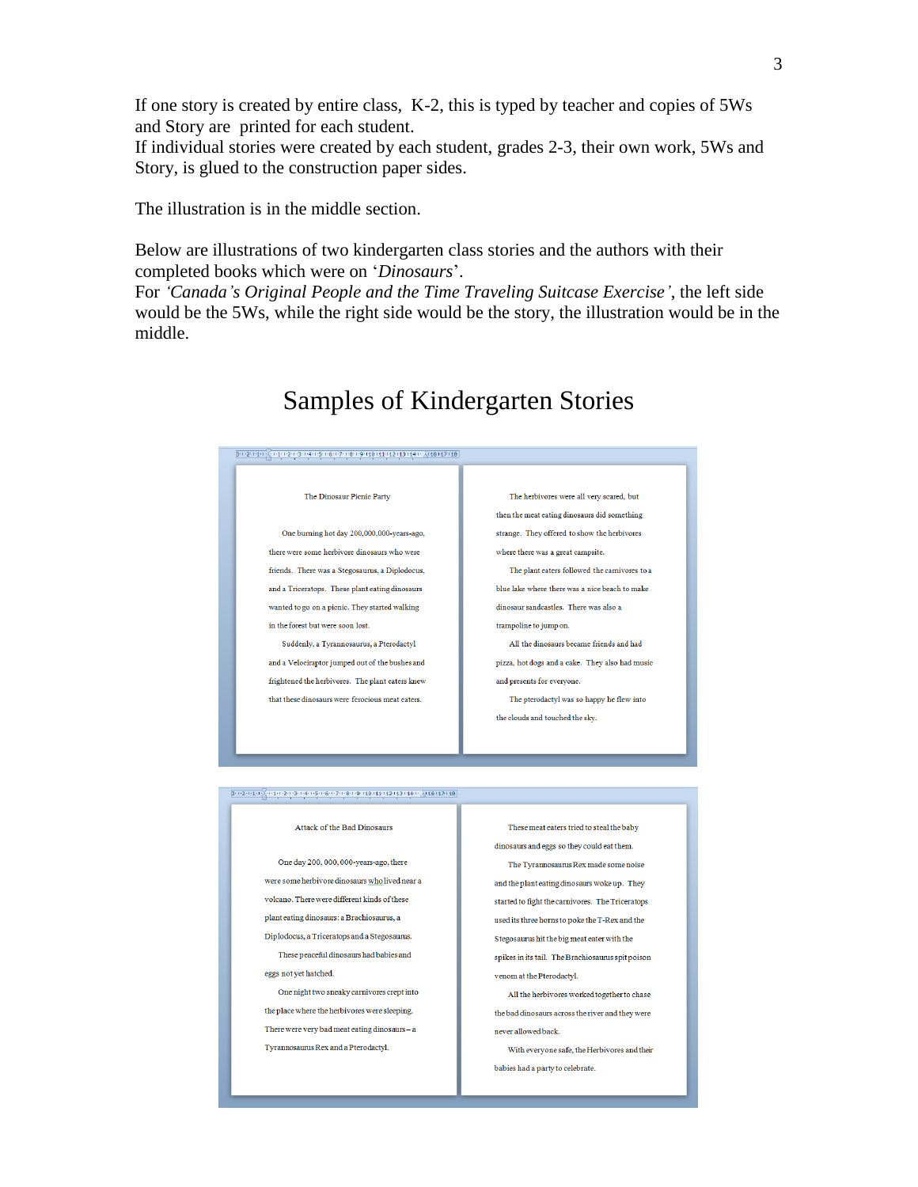If one story is created by entire class, K-2, this is typed by teacher and copies of 5Ws and Story are printed for each student.
If individual stories were created by each student, grades 2-3, their own work, 5Ws and Story, is glued to the construction paper sides.

The illustration is in the middle section.

Below are illustrations of two kindergarten class stories and the authors with their completed books which were on '*Dinosaurs*'.
For *'Canada's Original People and the Time Traveling Suitcase Exercise'*, the left side would be the 5Ws, while the right side would be the story, the illustration would be in the middle.

# Samples of Kindergarten Stories

The Dinosaur Picnic Party

One burning hot day 200,000,000-years-ago, there were some herbivore dinosaurs who were friends. There was a Stegosaurus, a Diplodocus, and a Triceratops. These plant eating dinosaurs wanted to go on a picnic. They started walking in the forest but were soon lost.

Suddenly, a Tyrannosaurus, a Pterodactyl and a Velociraptor jumped out of the bushes and frightened the herbivores. The plant eaters knew that these dinosaurs were ferocious meat eaters.

The herbivores were all very scared, but then the meat eating dinosaurs did something strange. They offered to show the herbivores where there was a great campsite.

The plant eaters followed the carnivores to a blue lake where there was a nice beach to make dinosaur sandcastles. There was also a trampoline to jump on.

All the dinosaurs became friends and had pizza, hot dogs and a cake. They also had music and presents for everyone.

The pterodactyl was so happy he flew into the clouds and touched the sky.

Attack of the Bad Dinosaurs

One day 200, 000, 000-years-ago, there were some herbivore dinosaurs who lived near a volcano. There were different kinds of these plant eating dinosaurs: a Brachiosaurus, a Diplodocus, a Triceratops and a Stegosaurus.

These peaceful dinosaurs had babies and eggs not yet hatched.

One night two sneaky carnivores crept into the place where the herbivores were sleeping. There were very bad meat eating dinosaurs – a Tyrannosaurus Rex and a Pterodactyl.

These meat eaters tried to steal the baby dinosaurs and eggs so they could eat them.

The Tyrannosaurus Rex made some noise and the plant eating dinosaurs woke up. They started to fight the carnivores. The Triceratops used its three horns to poke the T-Rex and the Stegosaurus hit the big meat eater with the spikes in its tail. The Brachiosaurus spit poison venom at the Pterodactyl.

All the herbivores worked together to chase the bad dinosaurs across the river and they were never allowed back.

With everyone safe, the Herbivores and their babies had a party to celebrate.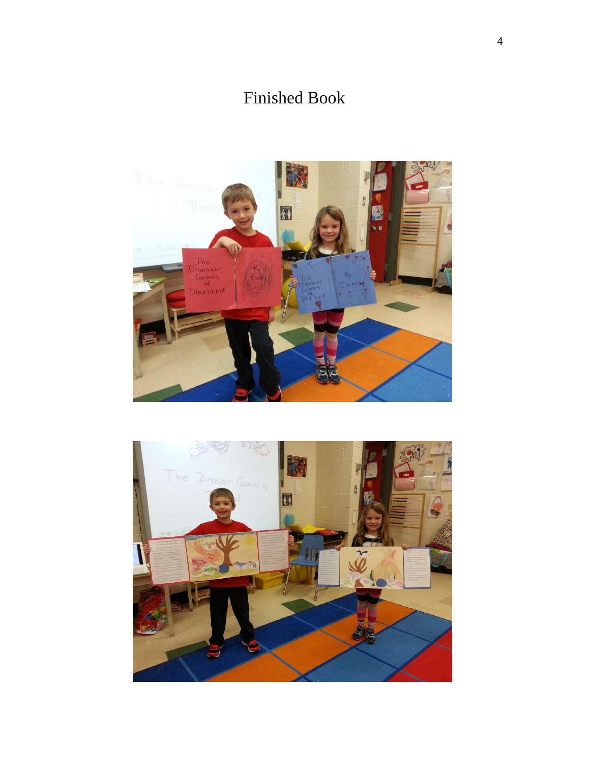# Finished Book